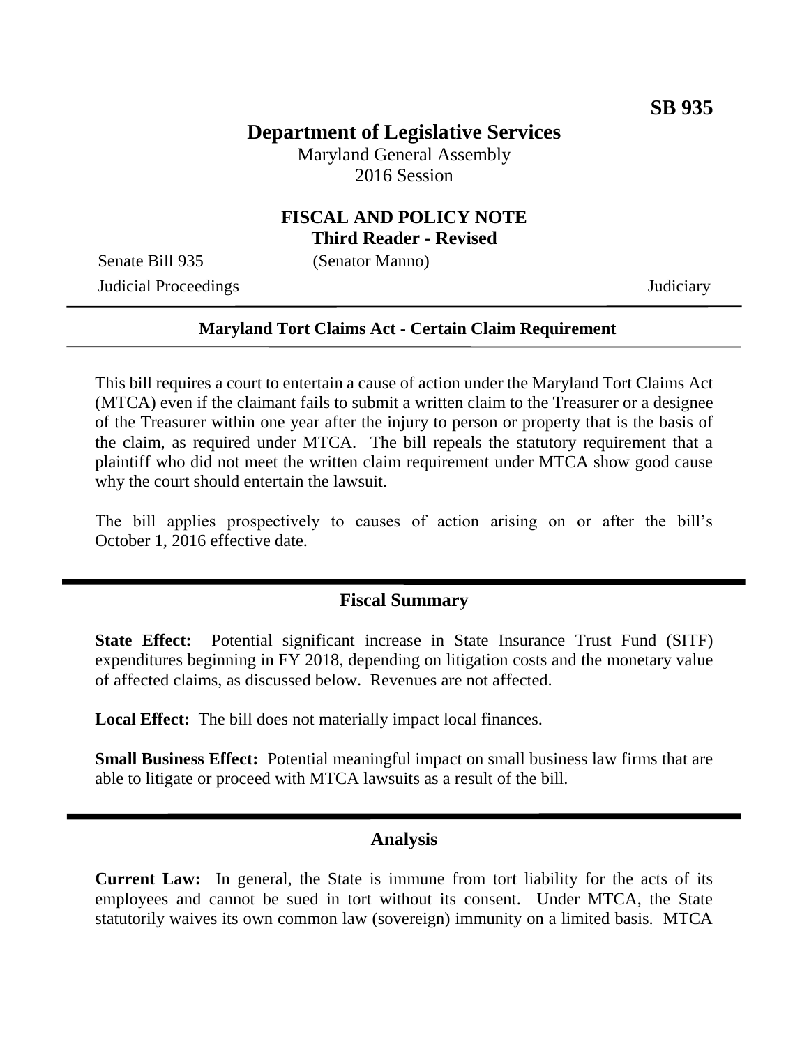**SB 935**

# Department of Legislative Services

Maryland General Assembly
2016 Session

## FISCAL AND POLICY NOTE
**Third Reader - Revised**

Senate Bill 935 (Senator Manno)
Judicial Proceedings Judiciary

**Maryland Tort Claims Act - Certain Claim Requirement**

This bill requires a court to entertain a cause of action under the Maryland Tort Claims Act (MTCA) even if the claimant fails to submit a written claim to the Treasurer or a designee of the Treasurer within one year after the injury to person or property that is the basis of the claim, as required under MTCA. The bill repeals the statutory requirement that a plaintiff who did not meet the written claim requirement under MTCA show good cause why the court should entertain the lawsuit.

The bill applies prospectively to causes of action arising on or after the bill's October 1, 2016 effective date.

## Fiscal Summary

**State Effect:** Potential significant increase in State Insurance Trust Fund (SITF) expenditures beginning in FY 2018, depending on litigation costs and the monetary value of affected claims, as discussed below. Revenues are not affected.

**Local Effect:** The bill does not materially impact local finances.

**Small Business Effect:** Potential meaningful impact on small business law firms that are able to litigate or proceed with MTCA lawsuits as a result of the bill.

## Analysis

**Current Law:** In general, the State is immune from tort liability for the acts of its employees and cannot be sued in tort without its consent. Under MTCA, the State statutorily waives its own common law (sovereign) immunity on a limited basis. MTCA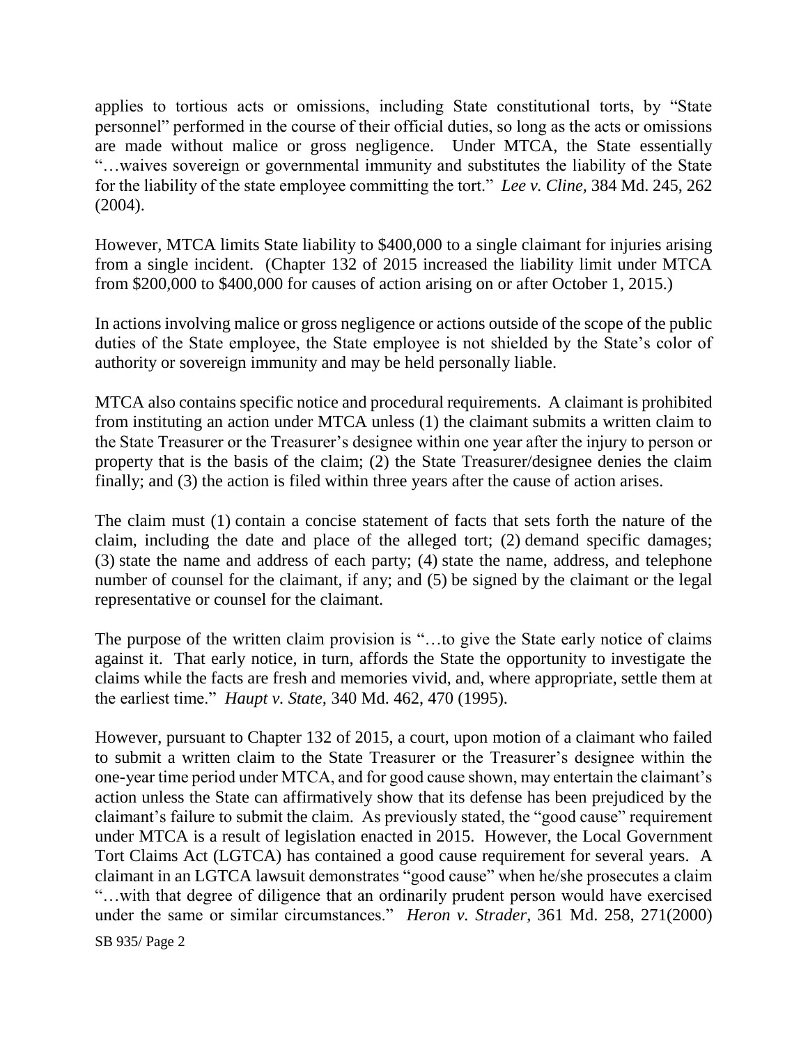applies to tortious acts or omissions, including State constitutional torts, by "State personnel" performed in the course of their official duties, so long as the acts or omissions are made without malice or gross negligence. Under MTCA, the State essentially "…waives sovereign or governmental immunity and substitutes the liability of the State for the liability of the state employee committing the tort." *Lee v. Cline,* 384 Md. 245, 262 (2004).

However, MTCA limits State liability to $400,000 to a single claimant for injuries arising from a single incident. (Chapter 132 of 2015 increased the liability limit under MTCA from $200,000 to $400,000 for causes of action arising on or after October 1, 2015.)

In actions involving malice or gross negligence or actions outside of the scope of the public duties of the State employee, the State employee is not shielded by the State's color of authority or sovereign immunity and may be held personally liable.

MTCA also contains specific notice and procedural requirements. A claimant is prohibited from instituting an action under MTCA unless (1) the claimant submits a written claim to the State Treasurer or the Treasurer's designee within one year after the injury to person or property that is the basis of the claim; (2) the State Treasurer/designee denies the claim finally; and (3) the action is filed within three years after the cause of action arises.

The claim must (1) contain a concise statement of facts that sets forth the nature of the claim, including the date and place of the alleged tort; (2) demand specific damages; (3) state the name and address of each party; (4) state the name, address, and telephone number of counsel for the claimant, if any; and (5) be signed by the claimant or the legal representative or counsel for the claimant.

The purpose of the written claim provision is "…to give the State early notice of claims against it. That early notice, in turn, affords the State the opportunity to investigate the claims while the facts are fresh and memories vivid, and, where appropriate, settle them at the earliest time." *Haupt v. State,* 340 Md. 462, 470 (1995).

However, pursuant to Chapter 132 of 2015, a court, upon motion of a claimant who failed to submit a written claim to the State Treasurer or the Treasurer's designee within the one-year time period under MTCA, and for good cause shown, may entertain the claimant's action unless the State can affirmatively show that its defense has been prejudiced by the claimant's failure to submit the claim. As previously stated, the "good cause" requirement under MTCA is a result of legislation enacted in 2015. However, the Local Government Tort Claims Act (LGTCA) has contained a good cause requirement for several years. A claimant in an LGTCA lawsuit demonstrates "good cause" when he/she prosecutes a claim "…with that degree of diligence that an ordinarily prudent person would have exercised under the same or similar circumstances." *Heron v. Strader*, 361 Md. 258, 271(2000)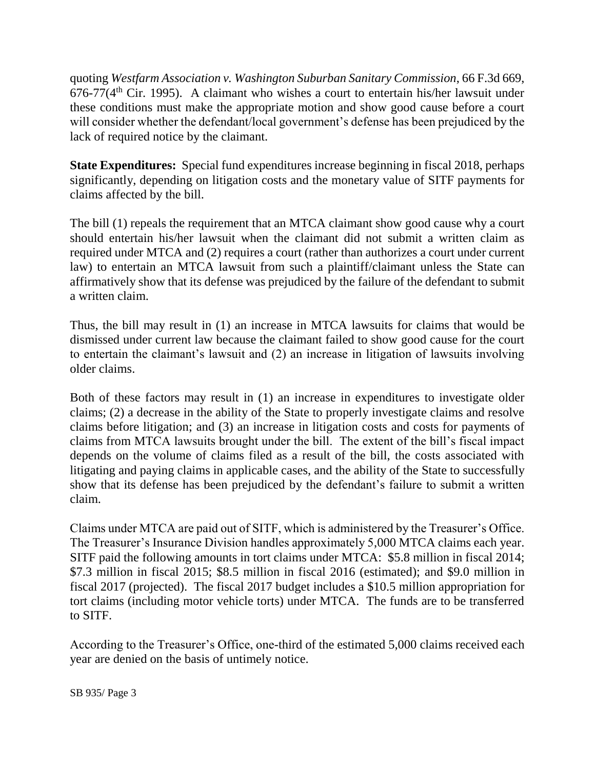quoting *Westfarm Association v. Washington Suburban Sanitary Commission*, 66 F.3d 669, 676-77(4th Cir. 1995). A claimant who wishes a court to entertain his/her lawsuit under these conditions must make the appropriate motion and show good cause before a court will consider whether the defendant/local government's defense has been prejudiced by the lack of required notice by the claimant.

**State Expenditures:** Special fund expenditures increase beginning in fiscal 2018, perhaps significantly, depending on litigation costs and the monetary value of SITF payments for claims affected by the bill.

The bill (1) repeals the requirement that an MTCA claimant show good cause why a court should entertain his/her lawsuit when the claimant did not submit a written claim as required under MTCA and (2) requires a court (rather than authorizes a court under current law) to entertain an MTCA lawsuit from such a plaintiff/claimant unless the State can affirmatively show that its defense was prejudiced by the failure of the defendant to submit a written claim.

Thus, the bill may result in (1) an increase in MTCA lawsuits for claims that would be dismissed under current law because the claimant failed to show good cause for the court to entertain the claimant's lawsuit and (2) an increase in litigation of lawsuits involving older claims.

Both of these factors may result in (1) an increase in expenditures to investigate older claims; (2) a decrease in the ability of the State to properly investigate claims and resolve claims before litigation; and (3) an increase in litigation costs and costs for payments of claims from MTCA lawsuits brought under the bill. The extent of the bill's fiscal impact depends on the volume of claims filed as a result of the bill, the costs associated with litigating and paying claims in applicable cases, and the ability of the State to successfully show that its defense has been prejudiced by the defendant's failure to submit a written claim.

Claims under MTCA are paid out of SITF, which is administered by the Treasurer's Office. The Treasurer's Insurance Division handles approximately 5,000 MTCA claims each year. SITF paid the following amounts in tort claims under MTCA: \$5.8 million in fiscal 2014; \$7.3 million in fiscal 2015; \$8.5 million in fiscal 2016 (estimated); and \$9.0 million in fiscal 2017 (projected). The fiscal 2017 budget includes a \$10.5 million appropriation for tort claims (including motor vehicle torts) under MTCA. The funds are to be transferred to SITF.

According to the Treasurer's Office, one-third of the estimated 5,000 claims received each year are denied on the basis of untimely notice.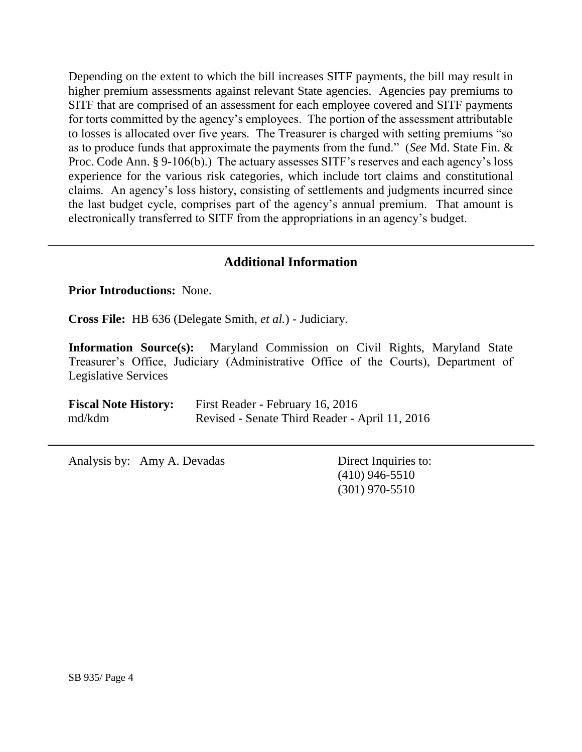Depending on the extent to which the bill increases SITF payments, the bill may result in higher premium assessments against relevant State agencies. Agencies pay premiums to SITF that are comprised of an assessment for each employee covered and SITF payments for torts committed by the agency's employees. The portion of the assessment attributable to losses is allocated over five years. The Treasurer is charged with setting premiums "so as to produce funds that approximate the payments from the fund." (*See* Md. State Fin. & Proc. Code Ann. § 9-106(b).) The actuary assesses SITF's reserves and each agency's loss experience for the various risk categories, which include tort claims and constitutional claims. An agency's loss history, consisting of settlements and judgments incurred since the last budget cycle, comprises part of the agency's annual premium. That amount is electronically transferred to SITF from the appropriations in an agency's budget.

## Additional Information

**Prior Introductions:** None.

**Cross File:** HB 636 (Delegate Smith, *et al.*) - Judiciary.

**Information Source(s):** Maryland Commission on Civil Rights, Maryland State Treasurer's Office, Judiciary (Administrative Office of the Courts), Department of Legislative Services

**Fiscal Note History:** First Reader - February 16, 2016
md/kdm Revised - Senate Third Reader - April 11, 2016

Analysis by: Amy A. Devadas

Direct Inquiries to:
(410) 946-5510
(301) 970-5510